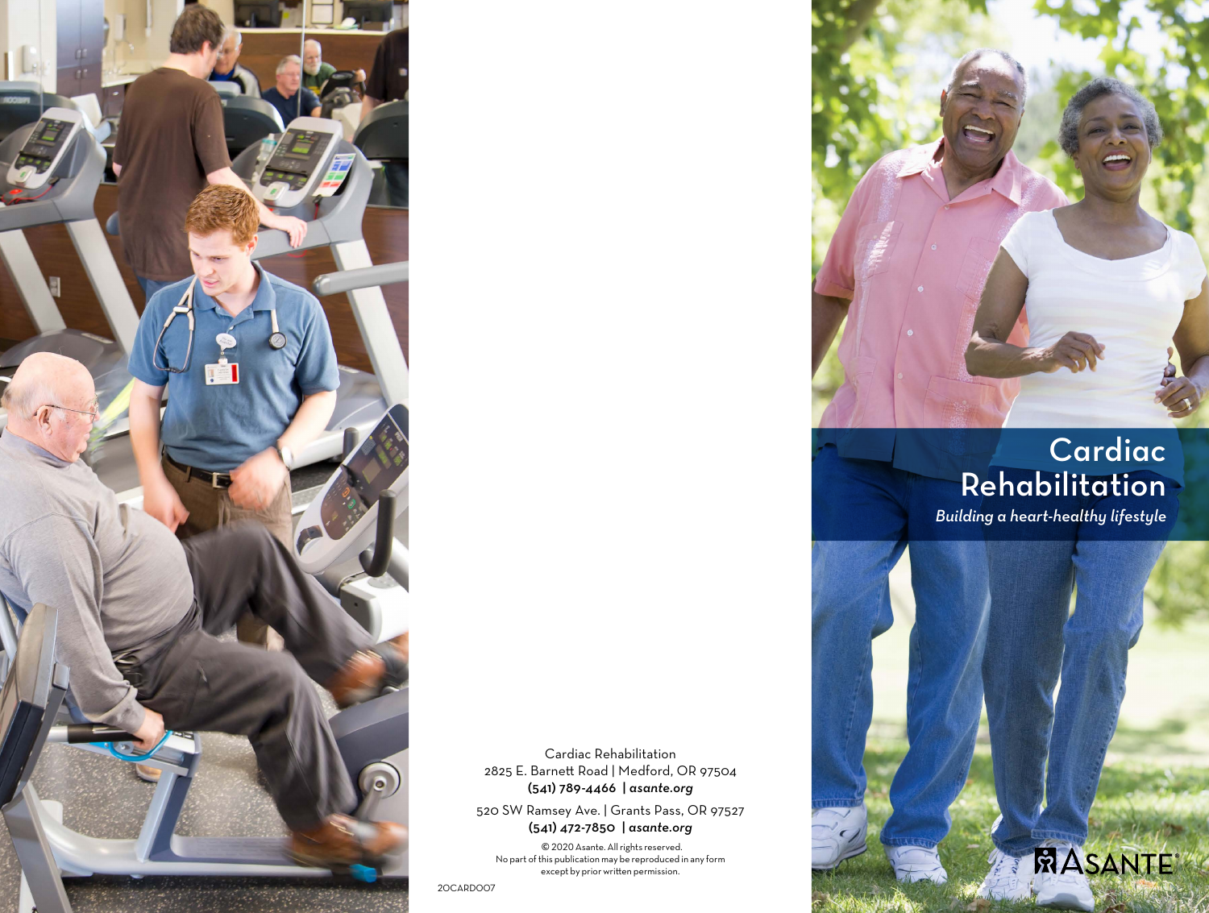# Cardiac Rehabilitation

*Building a heart-healthy lifestyle*

Cardiac Rehabilitation
2825 E. Barnett Road | Medford, OR 97504
**(541) 789-4466 | *asante.org***

520 SW Ramsey Ave. | Grants Pass, OR 97527
**(541) 472-7850 | *asante.org***

© 2020 Asante. All rights reserved.
No part of this publication may be reproduced in any form except by prior written permission.

20CARD007

ASANTE®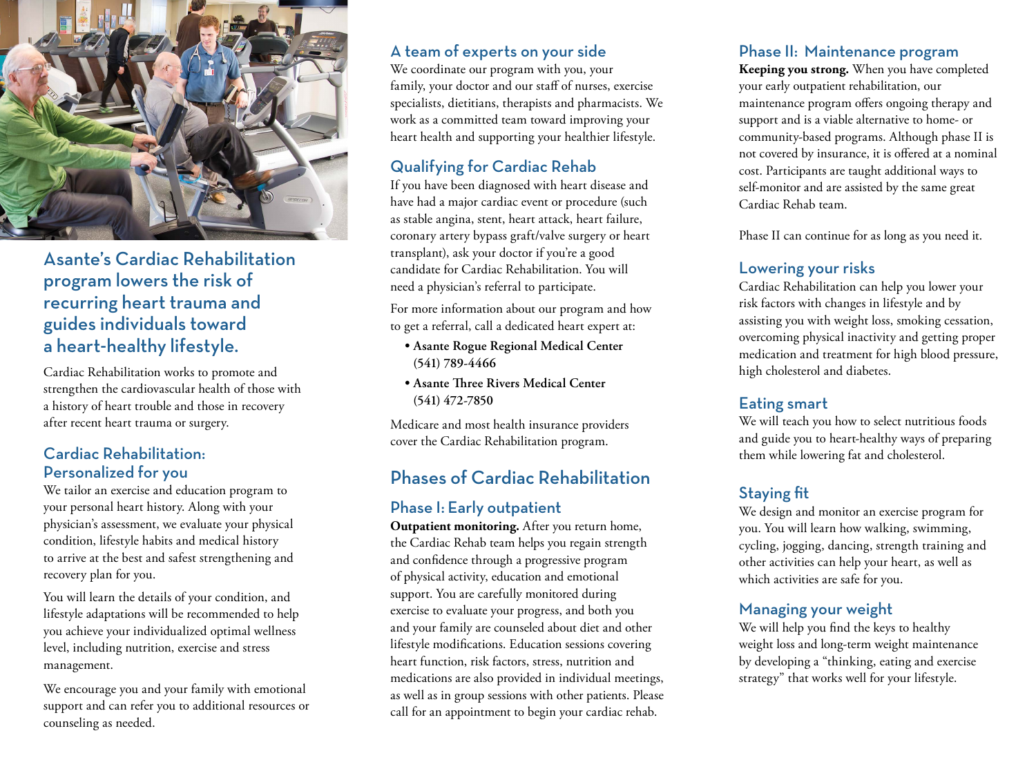## Asante's Cardiac Rehabilitation program lowers the risk of recurring heart trauma and guides individuals toward a heart-healthy lifestyle.

Cardiac Rehabilitation works to promote and strengthen the cardiovascular health of those with a history of heart trouble and those in recovery after recent heart trauma or surgery.

### Cardiac Rehabilitation: Personalized for you

We tailor an exercise and education program to your personal heart history. Along with your physician's assessment, we evaluate your physical condition, lifestyle habits and medical history to arrive at the best and safest strengthening and recovery plan for you.

You will learn the details of your condition, and lifestyle adaptations will be recommended to help you achieve your individualized optimal wellness level, including nutrition, exercise and stress management.

We encourage you and your family with emotional support and can refer you to additional resources or counseling as needed.

### A team of experts on your side

We coordinate our program with you, your family, your doctor and our staff of nurses, exercise specialists, dietitians, therapists and pharmacists. We work as a committed team toward improving your heart health and supporting your healthier lifestyle.

### Qualifying for Cardiac Rehab

If you have been diagnosed with heart disease and have had a major cardiac event or procedure (such as stable angina, stent, heart attack, heart failure, coronary artery bypass graft/valve surgery or heart transplant), ask your doctor if you're a good candidate for Cardiac Rehabilitation. You will need a physician's referral to participate.

For more information about our program and how to get a referral, call a dedicated heart expert at:

- **Asante Rogue Regional Medical Center (541) 789-4466**
- **Asante Three Rivers Medical Center (541) 472-7850**

Medicare and most health insurance providers cover the Cardiac Rehabilitation program.

## Phases of Cardiac Rehabilitation

### Phase I: Early outpatient

**Outpatient monitoring.** After you return home, the Cardiac Rehab team helps you regain strength and confidence through a progressive program of physical activity, education and emotional support. You are carefully monitored during exercise to evaluate your progress, and both you and your family are counseled about diet and other lifestyle modifications. Education sessions covering heart function, risk factors, stress, nutrition and medications are also provided in individual meetings, as well as in group sessions with other patients. Please call for an appointment to begin your cardiac rehab.

### Phase II: Maintenance program

**Keeping you strong.** When you have completed your early outpatient rehabilitation, our maintenance program offers ongoing therapy and support and is a viable alternative to home- or community-based programs. Although phase II is not covered by insurance, it is offered at a nominal cost. Participants are taught additional ways to self-monitor and are assisted by the same great Cardiac Rehab team.

Phase II can continue for as long as you need it.

### Lowering your risks

Cardiac Rehabilitation can help you lower your risk factors with changes in lifestyle and by assisting you with weight loss, smoking cessation, overcoming physical inactivity and getting proper medication and treatment for high blood pressure, high cholesterol and diabetes.

### Eating smart

We will teach you how to select nutritious foods and guide you to heart-healthy ways of preparing them while lowering fat and cholesterol.

### Staying fit

We design and monitor an exercise program for you. You will learn how walking, swimming, cycling, jogging, dancing, strength training and other activities can help your heart, as well as which activities are safe for you.

### Managing your weight

We will help you find the keys to healthy weight loss and long-term weight maintenance by developing a "thinking, eating and exercise strategy" that works well for your lifestyle.